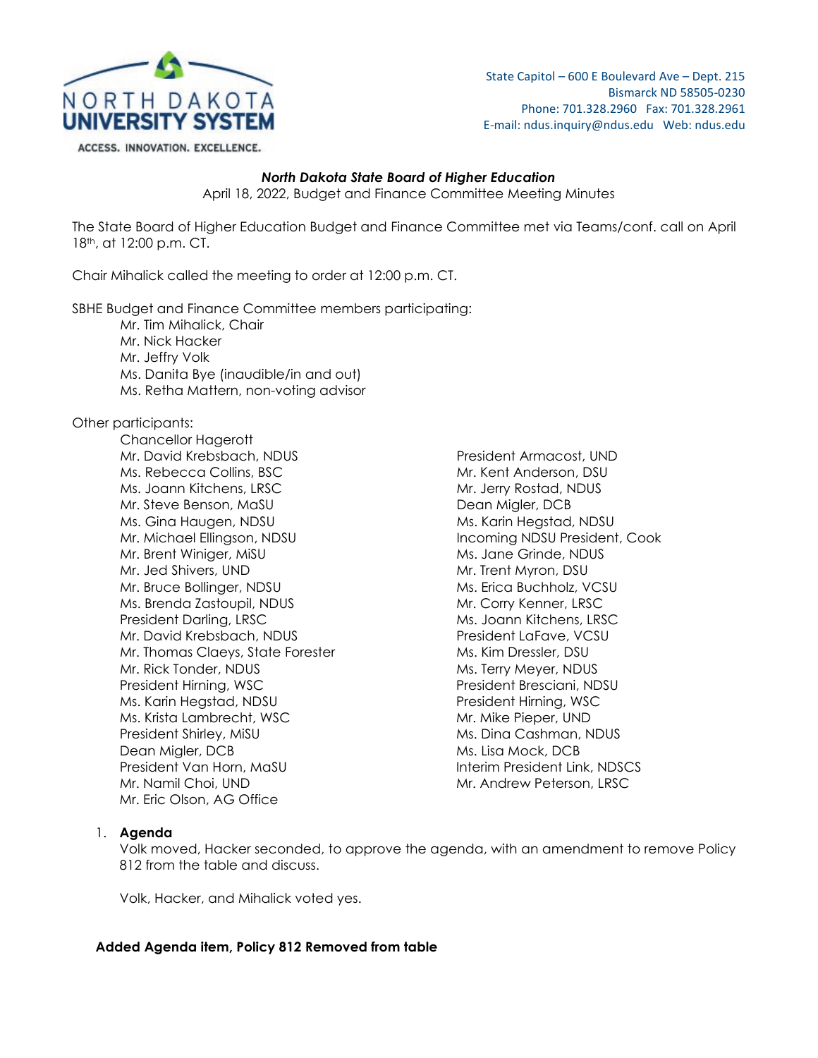State Capitol – 600 E Boulevard Ave – Dept. 215
Bismarck ND 58505-0230
Phone: 701.328.2960 Fax: 701.328.2961
E-mail: ndus.inquiry@ndus.edu Web: ndus.edu

NORTH DAKOTA UNIVERSITY SYSTEM

ACCESS. INNOVATION. EXCELLENCE.

***North Dakota State Board of Higher Education***

April 18, 2022, Budget and Finance Committee Meeting Minutes

The State Board of Higher Education Budget and Finance Committee met via Teams/conf. call on April 18th, at 12:00 p.m. CT.

Chair Mihalick called the meeting to order at 12:00 p.m. CT.

SBHE Budget and Finance Committee members participating:

- Mr. Tim Mihalick, Chair
- Mr. Nick Hacker
- Mr. Jeffry Volk
- Ms. Danita Bye (inaudible/in and out)
- Ms. Retha Mattern, non-voting advisor

Other participants:

- Chancellor Hagerott
- Mr. David Krebsbach, NDUS
- Ms. Rebecca Collins, BSC
- Ms. Joann Kitchens, LRSC
- Mr. Steve Benson, MaSU
- Ms. Gina Haugen, NDSU
- Mr. Michael Ellingson, NDSU
- Mr. Brent Winiger, MiSU
- Mr. Jed Shivers, UND
- Mr. Bruce Bollinger, NDSU
- Ms. Brenda Zastoupil, NDUS
- President Darling, LRSC
- Mr. David Krebsbach, NDUS
- Mr. Thomas Claeys, State Forester
- Mr. Rick Tonder, NDUS
- President Hirning, WSC
- Ms. Karin Hegstad, NDSU
- Ms. Krista Lambrecht, WSC
- President Shirley, MiSU
- Dean Migler, DCB
- President Van Horn, MaSU
- Mr. Namil Choi, UND
- Mr. Eric Olson, AG Office
- President Armacost, UND
- Mr. Kent Anderson, DSU
- Mr. Jerry Rostad, NDUS
- Dean Migler, DCB
- Ms. Karin Hegstad, NDSU
- Incoming NDSU President, Cook
- Ms. Jane Grinde, NDUS
- Mr. Trent Myron, DSU
- Ms. Erica Buchholz, VCSU
- Mr. Corry Kenner, LRSC
- Ms. Joann Kitchens, LRSC
- President LaFave, VCSU
- Ms. Kim Dressler, DSU
- Ms. Terry Meyer, NDUS
- President Bresciani, NDSU
- President Hirning, WSC
- Mr. Mike Pieper, UND
- Ms. Dina Cashman, NDUS
- Ms. Lisa Mock, DCB
- Interim President Link, NDSCS
- Mr. Andrew Peterson, LRSC

1. **Agenda**

   Volk moved, Hacker seconded, to approve the agenda, with an amendment to remove Policy 812 from the table and discuss.

   Volk, Hacker, and Mihalick voted yes.

**Added Agenda item, Policy 812 Removed from table**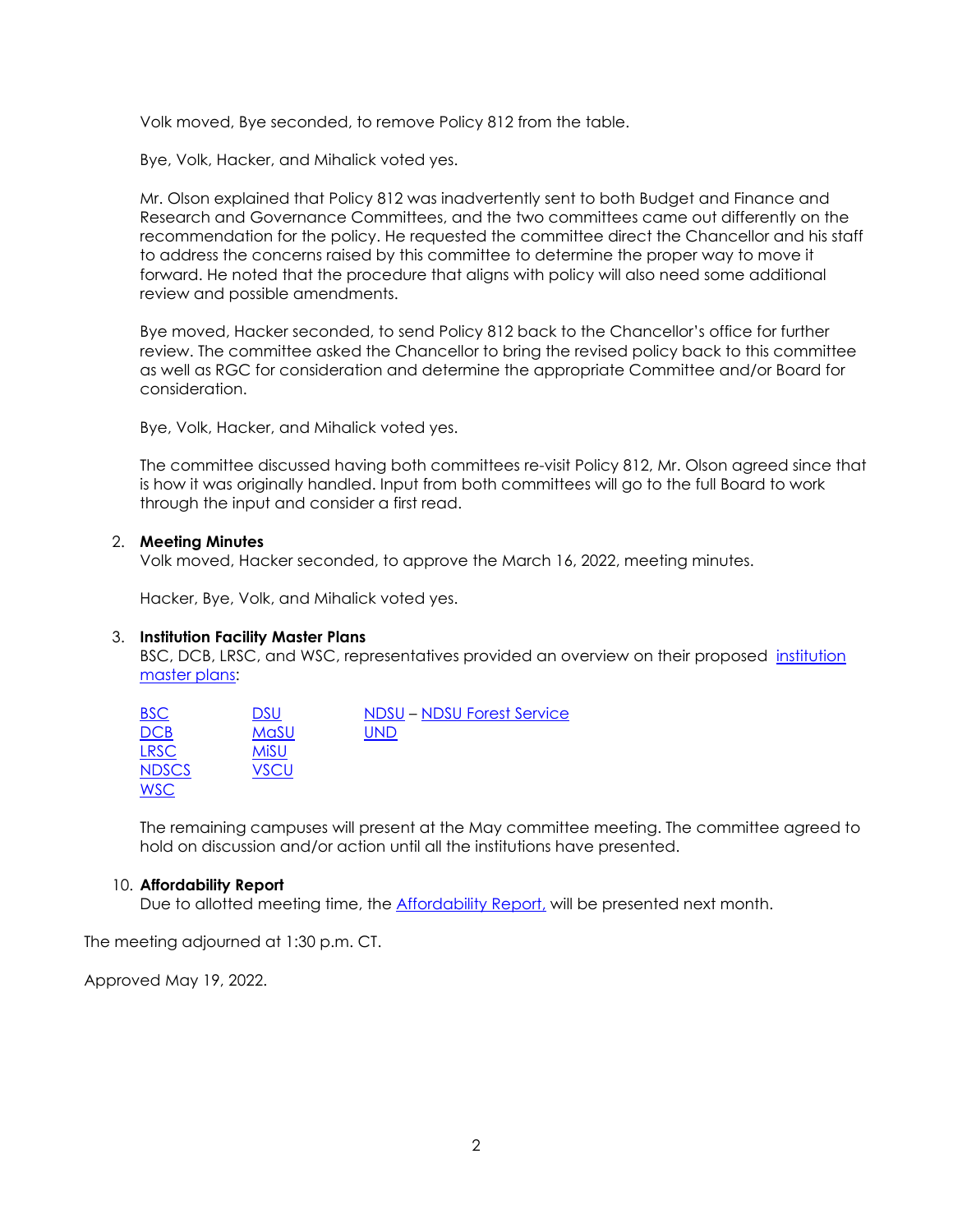Volk moved, Bye seconded, to remove Policy 812 from the table.

Bye, Volk, Hacker, and Mihalick voted yes.

Mr. Olson explained that Policy 812 was inadvertently sent to both Budget and Finance and Research and Governance Committees, and the two committees came out differently on the recommendation for the policy. He requested the committee direct the Chancellor and his staff to address the concerns raised by this committee to determine the proper way to move it forward. He noted that the procedure that aligns with policy will also need some additional review and possible amendments.

Bye moved, Hacker seconded, to send Policy 812 back to the Chancellor's office for further review. The committee asked the Chancellor to bring the revised policy back to this committee as well as RGC for consideration and determine the appropriate Committee and/or Board for consideration.

Bye, Volk, Hacker, and Mihalick voted yes.

The committee discussed having both committees re-visit Policy 812, Mr. Olson agreed since that is how it was originally handled. Input from both committees will go to the full Board to work through the input and consider a first read.

2. **Meeting Minutes**
   Volk moved, Hacker seconded, to approve the March 16, 2022, meeting minutes.

   Hacker, Bye, Volk, and Mihalick voted yes.

3. **Institution Facility Master Plans**
   BSC, DCB, LRSC, and WSC, representatives provided an overview on their proposed institution master plans:

| | | |
|---|---|---|
| BSC | DSU | NDSU – NDSU Forest Service |
| DCB | MaSU | UND |
| LRSC | MiSU | |
| NDSCS | VSCU | |
| WSC | | |

   The remaining campuses will present at the May committee meeting. The committee agreed to hold on discussion and/or action until all the institutions have presented.

10. **Affordability Report**
    Due to allotted meeting time, the Affordability Report, will be presented next month.

The meeting adjourned at 1:30 p.m. CT.

Approved May 19, 2022.